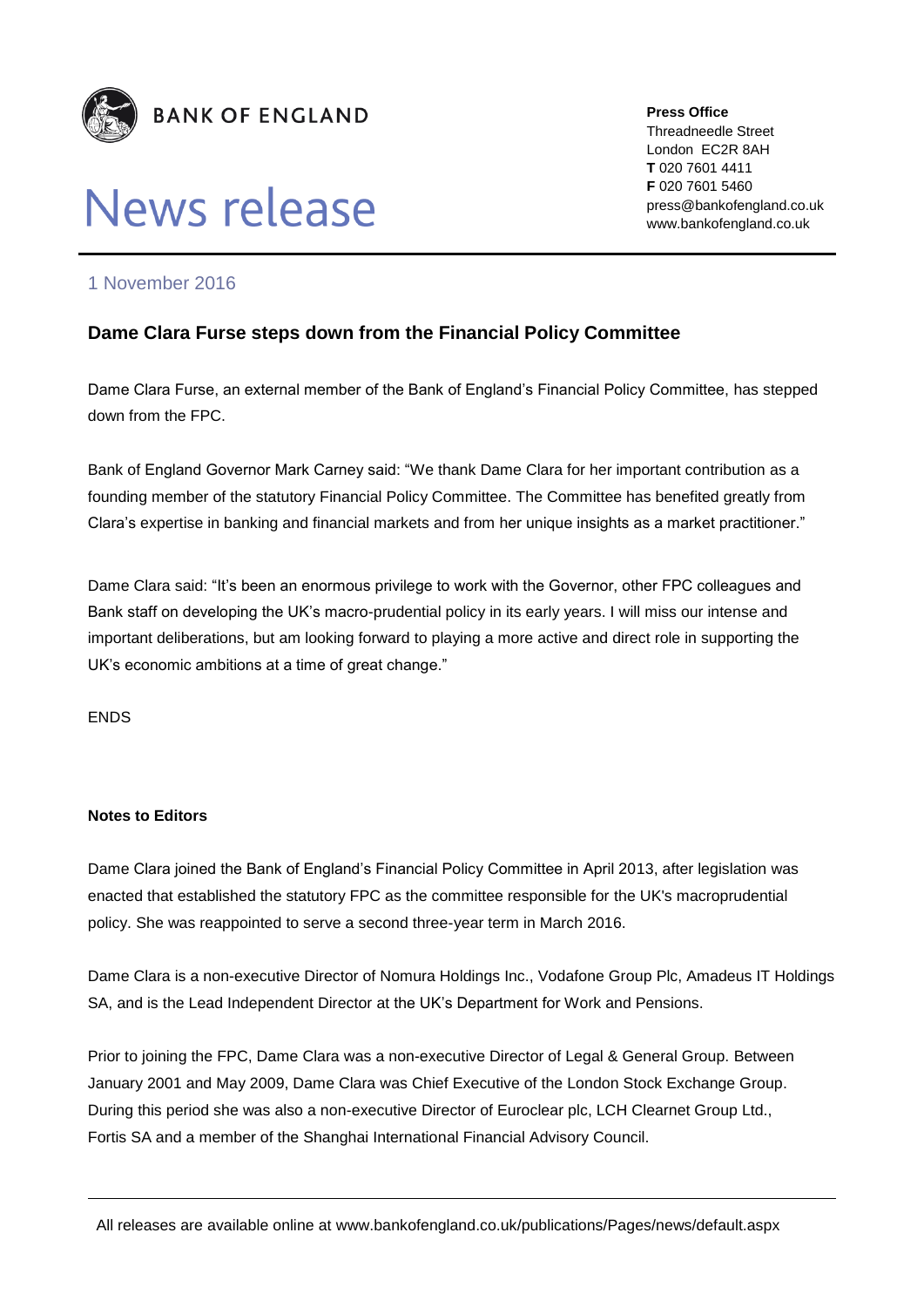**BANK OF ENGLAND**

# News release

**Press Office**
Threadneedle Street
London EC2R 8AH
**T** 020 7601 4411
**F** 020 7601 5460
press@bankofengland.co.uk
www.bankofengland.co.uk

1 November 2016

## Dame Clara Furse steps down from the Financial Policy Committee

Dame Clara Furse, an external member of the Bank of England's Financial Policy Committee, has stepped down from the FPC.

Bank of England Governor Mark Carney said: "We thank Dame Clara for her important contribution as a founding member of the statutory Financial Policy Committee. The Committee has benefited greatly from Clara's expertise in banking and financial markets and from her unique insights as a market practitioner."

Dame Clara said: "It's been an enormous privilege to work with the Governor, other FPC colleagues and Bank staff on developing the UK's macro-prudential policy in its early years. I will miss our intense and important deliberations, but am looking forward to playing a more active and direct role in supporting the UK's economic ambitions at a time of great change."

ENDS

**Notes to Editors**

Dame Clara joined the Bank of England's Financial Policy Committee in April 2013, after legislation was enacted that established the statutory FPC as the committee responsible for the UK's macroprudential policy. She was reappointed to serve a second three-year term in March 2016.

Dame Clara is a non-executive Director of Nomura Holdings Inc., Vodafone Group Plc, Amadeus IT Holdings SA, and is the Lead Independent Director at the UK's Department for Work and Pensions.

Prior to joining the FPC, Dame Clara was a non-executive Director of Legal & General Group. Between January 2001 and May 2009, Dame Clara was Chief Executive of the London Stock Exchange Group. During this period she was also a non-executive Director of Euroclear plc, LCH Clearnet Group Ltd., Fortis SA and a member of the Shanghai International Financial Advisory Council.

All releases are available online at www.bankofengland.co.uk/publications/Pages/news/default.aspx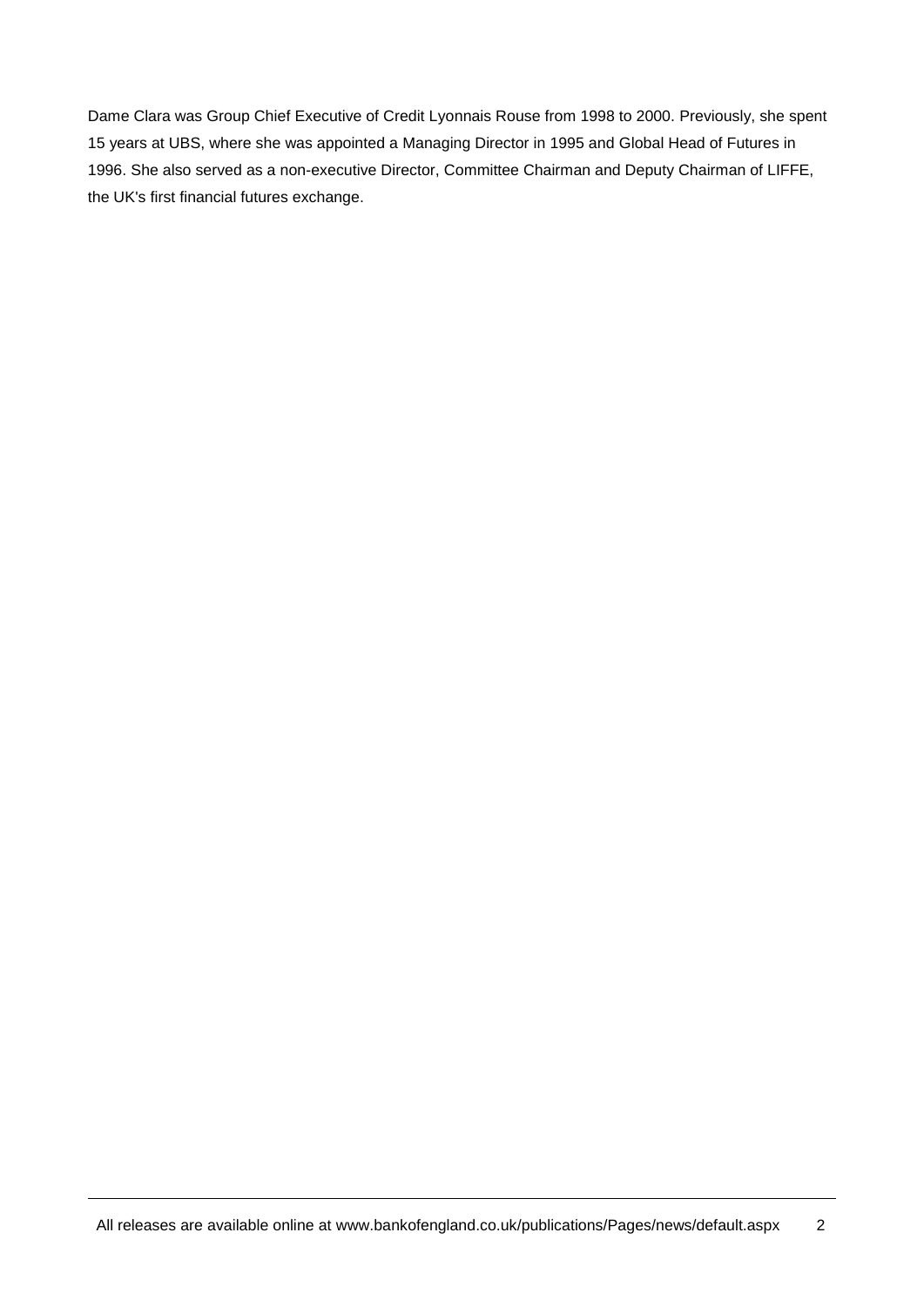Dame Clara was Group Chief Executive of Credit Lyonnais Rouse from 1998 to 2000. Previously, she spent 15 years at UBS, where she was appointed a Managing Director in 1995 and Global Head of Futures in 1996. She also served as a non-executive Director, Committee Chairman and Deputy Chairman of LIFFE, the UK's first financial futures exchange.